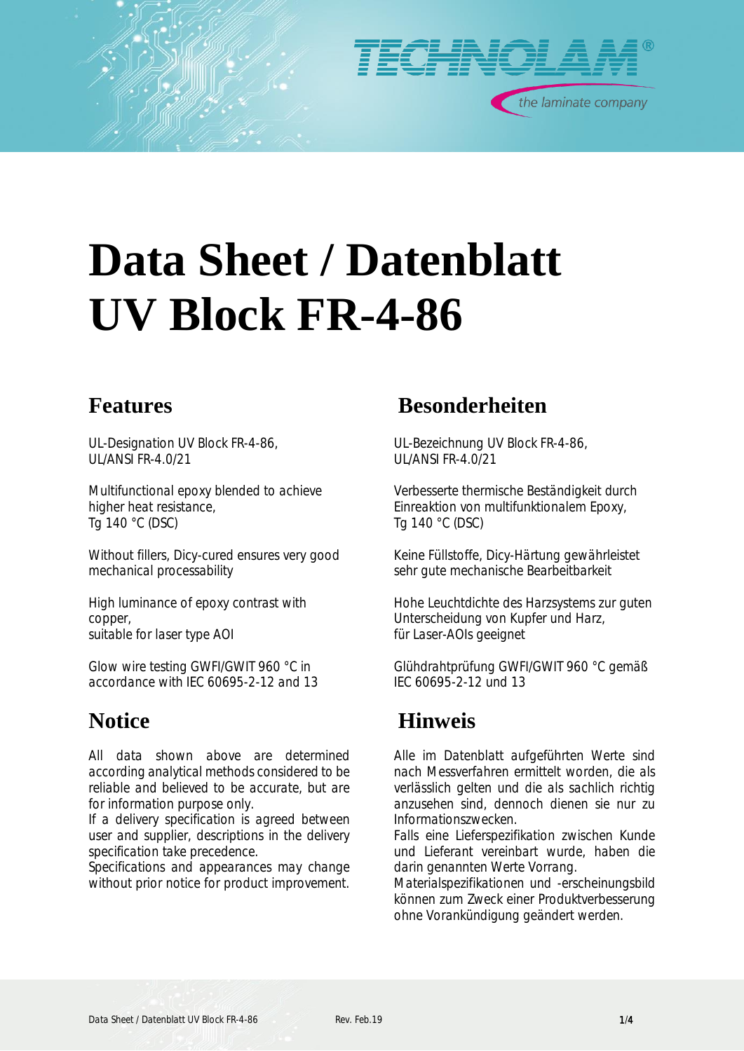# Data Sheet / Datenblatt UV Block FR-4-86

## Features

UL-Designation UV Block FR-4-86, UL/ANSI FR-4.0/21

Multifunctional epoxy blended to achieve higher heat resistance, Tg 140 °C (DSC)

Without fillers, Dicy-cured ensures very good mechanical processability

High luminance of epoxy contrast with copper, suitable for laser type AOI

Glow wire testing GWFI/GWIT 960 °C in accordance with IEC 60695-2-12 and 13

## Notice

All data shown above are determined according analytical methods considered to be reliable and believed to be accurate, but are for information purpose only.
If a delivery specification is agreed between user and supplier, descriptions in the delivery specification take precedence.
Specifications and appearances may change without prior notice for product improvement.

## Besonderheiten

UL-Bezeichnung UV Block FR-4-86, UL/ANSI FR-4.0/21

Verbesserte thermische Beständigkeit durch Einreaktion von multifunktionalem Epoxy, Tg 140 °C (DSC)

Keine Füllstoffe, Dicy-Härtung gewährleistet sehr gute mechanische Bearbeitbarkeit

Hohe Leuchtdichte des Harzsystems zur guten Unterscheidung von Kupfer und Harz, für Laser-AOIs geeignet

Glühdrahtprüfung GWFI/GWIT 960 °C gemäß IEC 60695-2-12 und 13

## Hinweis

Alle im Datenblatt aufgeführten Werte sind nach Messverfahren ermittelt worden, die als verlässlich gelten und die als sachlich richtig anzusehen sind, dennoch dienen sie nur zu Informationszwecken.
Falls eine Lieferspezifikation zwischen Kunde und Lieferant vereinbart wurde, haben die darin genannten Werte Vorrang.
Materialspezifikationen und -erscheinungsbild können zum Zweck einer Produktverbesserung ohne Vorankündigung geändert werden.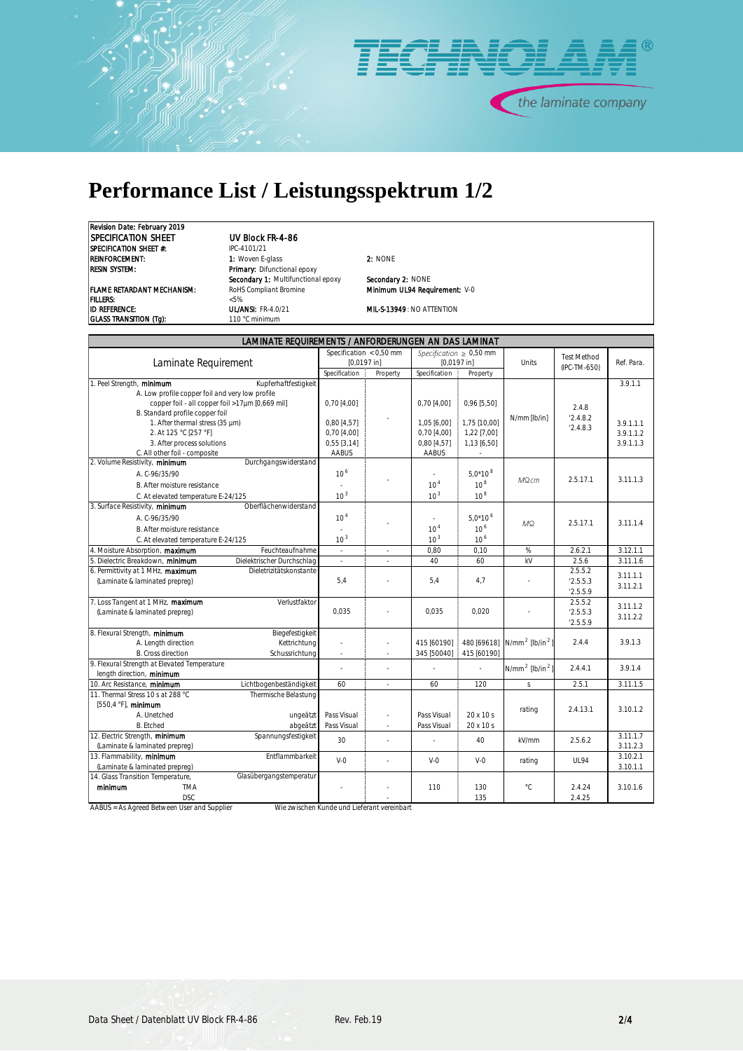# Performance List / Leistungsspektrum 1/2

| | | |
|---|---|---|
| **Revision Date: February 2019** | | |
| **SPECIFICATION SHEET** | **UV Block FR-4-86** | |
| **SPECIFICATION SHEET #:** | IPC-4101/21 | |
| **REINFORCEMENT:** | **1:** Woven E-glass | **2:** NONE |
| **RESIN SYSTEM:** | **Primary:** Difunctional epoxy | |
| | **Secondary 1:** Multifunctional epoxy | **Secondary 2:** NONE |
| **FLAME RETARDANT MECHANISM:** | RoHS Compliant Bromine | **Minimum UL94 Requirement:** V-0 |
| **FILLERS:** | <5% | |
| **ID REFERENCE:** | **UL/ANSI:** FR-4.0/21 | **MIL-S-13949**: NO ATTENTION |
| **GLASS TRANSITION (Tg):** | 110 °C minimum | |

**LAMINATE REQUIREMENTS / ANFORDERUNGEN AN DAS LAMINAT**

| Laminate Requirement | | Specification < 0,50 mm [0,0197 in] | | *Specification* ≥ 0,50 mm [0,0197 in] | | Units | Test Method (IPC-TM-650) | Ref. Para. |
|---|---|---|---|---|---|---|---|---|
| | | Specification | Property | Specification | Property | | | |
| 1. Peel Strength, **minimum** | Kupferhaftfestigkeit | | | | | N/mm [lb/in] | 2.4.8 '2.4.8.2 '2.4.8.3 | 3.9.1.1 |
| A. Low profile copper foil and very low profile copper foil - all copper foil >17µm [0,669 mil] | | 0,70 [4,00] | - | 0,70 [4,00] | 0,96 [5,50] | | | |
| B. Standard profile copper foil | | | | | | | | |
| 1. After thermal stress (35 µm) | | 0,80 [4,57] | | 1,05 [6,00] | 1,75 [10,00] | | | 3.9.1.1.1 |
| 2. At 125 °C [257 °F] | | 0,70 [4,00] | | 0,70 [4,00] | 1,22 [7,00] | | | 3.9.1.1.2 |
| 3. After process solutions | | 0,55 [3,14] | | 0,80 [4,57] | 1,13 [6,50] | | | 3.9.1.1.3 |
| C. All other foil - composite | | AABUS | | AABUS | - | | | |
| 2. Volume Resistivity, **minimum** | Durchgangswiderstand | | - | | | MΩcm | 2.5.17.1 | 3.11.1.3 |
| A. C-96/35/90 | | $10^6$ | | - | $5{,}0*10^8$ | | | |
| B. After moisture resistance | | - | | $10^4$ | $10^8$ | | | |
| C. At elevated temperature E-24/125 | | $10^3$ | | $10^3$ | $10^8$ | | | |
| 3. Surface Resistivity, **minimum** | Oberflächenwiderstand | | - | | | MΩ | 2.5.17.1 | 3.11.1.4 |
| A. C-96/35/90 | | $10^4$ | | - | $5{,}0*10^6$ | | | |
| B. After moisture resistance | | - | | $10^4$ | $10^6$ | | | |
| C. At elevated temperature E-24/125 | | $10^3$ | | $10^3$ | $10^6$ | | | |
| 4. Moisture Absorption, **maximum** | Feuchteaufnahme | - | - | 0,80 | 0,10 | % | 2.6.2.1 | 3.12.1.1 |
| 5. Dielectric Breakdown, **minimum** | Dielektrischer Durchschlag | - | - | 40 | 60 | kV | 2.5.6 | 3.11.1.6 |
| 6. Permittivity at 1 MHz, **maximum** (Laminate & laminated prepreg) | Dieletrizitätskonstante | 5,4 | - | 5,4 | 4,7 | - | 2.5.5.2 '2.5.5.3 '2.5.5.9 | 3.11.1.1 3.11.2.1 |
| 7. Loss Tangent at 1 MHz, **maximum** (Laminate & laminated prepreg) | Verlustfaktor | 0,035 | - | 0,035 | 0,020 | - | 2.5.5.2 '2.5.5.3 '2.5.5.9 | 3.11.1.2 3.11.2.2 |
| 8. Flexural Strength, **minimum** | Biegefestigkeit | | | | | $N/mm^2$ $[lb/in^2]$ | 2.4.4 | 3.9.1.3 |
| A. Length direction | Kettrichtung | - | - | 415 [60190] | 480 [69618] | | | |
| B. Cross direction | Schussrichtung | - | - | 345 [50040] | 415 [60190] | | | |
| 9. Flexural Strength at Elevated Temperature length direction, **minimum** | | - | - | - | - | $N/mm^2$ $[lb/in^2]$ | 2.4.4.1 | 3.9.1.4 |
| 10. Arc Resistance, **minimum** | Lichtbogenbeständigkeit | 60 | - | 60 | 120 | s | 2.5.1 | 3.11.1.5 |
| 11. Thermal Stress 10 s at 288 °C [550,4 °F], **minimum** | Thermische Belastung | | | | | rating | 2.4.13.1 | 3.10.1.2 |
| A. Unetched | ungeätzt | Pass Visual | - | Pass Visual | 20 x 10 s | | | |
| B. Etched | abgeätzt | Pass Visual | - | Pass Visual | 20 x 10 s | | | |
| 12. Electric Strength, **minimum** (Laminate & laminated prepreg) | Spannungsfestigkeit | 30 | - | - | 40 | kV/mm | 2.5.6.2 | 3.11.1.7 3.11.2.3 |
| 13. Flammability, **minimum** (Laminate & laminated prepreg) | Entflammbarkeit | V-0 | - | V-0 | V-0 | rating | UL94 | 3.10.2.1 3.10.1.1 |
| 14. Glass Transition Temperature, **minimum** | Glasübergangstemperatur | - | - | 110 | | °C | | 3.10.1.6 |
| TMA | | | | | 130 | | 2.4.24 | |
| DSC | | | - | | 135 | | 2.4.25 | |

AABUS = As Agreed Between User and Supplier — Wie zwischen Kunde und Lieferant vereinbart

Data Sheet / Datenblatt UV Block FR-4-86 — Rev. Feb.19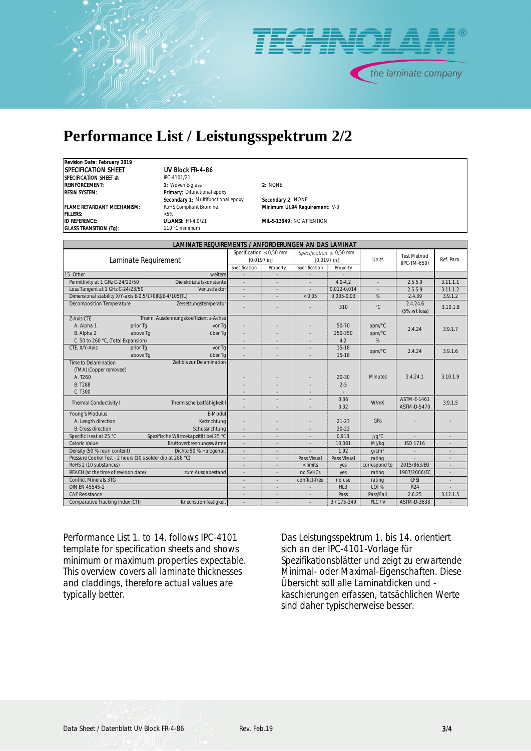# Performance List / Leistungsspektrum 2/2

| Revision Date: February 2019 | | |
|---|---|---|
| **SPECIFICATION SHEET** | **UV Block FR-4-86** | |
| SPECIFICATION SHEET #: | IPC-4101/21 | |
| REINFORCEMENT: | 1: Woven E-glass | 2: NONE |
| RESIN SYSTEM: | Primary: Difunctional epoxy | |
| | Secondary 1: Multifunctional epoxy | Secondary 2: NONE |
| FLAME RETARDANT MECHANISM: | RoHS Compliant Bromine | Minimum UL94 Requirement: V-0 |
| FILLERS: | <5% | |
| ID REFERENCE: | UL/ANSI: FR-4.0/21 | MIL-S-13949: NO ATTENTION |
| GLASS TRANSITION (Tg): | 110 °C minimum | |

**LAMINATE REQUIREMENTS / ANFORDERUNGEN AN DAS LAMINAT**

| Laminate Requirement | | Specification < 0,50 mm [0,0197 in] | | *Specification* ≥ 0,50 mm [0,0197 in] | | Units | Test Method (IPC-TM-650) | Ref. Para. |
|---|---|---|---|---|---|---|---|---|
| | | Specification | Property | Specification | Property | | | |
| 15. Other | weitere | - | - | - | - | | | |
| Permittivity at 1 GHz C-24/23/50 | Dielektrizitätskonstante | - | - | - | 4,0-4,2 | - | 2.5.5.9 | 3.11.1.1 |
| Loss Tangent at 1 GHz C-24/23/50 | Verlustfaktor | - | - | - | 0,012-0,014 | - | 2.5.5.9 | 3.11.1.2 |
| Dimensional stability X/Y-axis E-0,5/170(R)/E-4/105(TL) | | - | - | < 0,05 | 0,005-0,03 | % | 2.4.39 | 3.9.1.2 |
| Decomposition Temperature | Zersetzungstemperatur | - | - | - | 310 | °C | 2.4.24.6 (5% wt loss) | 3.10.1.8 |
| Z-Axis CTE | Therm. Ausdehnungskoeffizient z-Achse | | | | | | | |
| A. Alpha 1 prior Tg | vor Tg | - | - | - | 50-70 | ppm/°C | 2.4.24 | 3.9.1.7 |
| B. Alpha 2 above Tg | über Tg | - | - | - | 250-350 | ppm/°C | | |
| C. 50 to 260 °C, (Total Expansion) | | - | - | - | 4,2 | % | | |
| CTE, X/Y-Axis prior Tg | vor Tg | - | - | - | 15-18 | ppm/°C | 2.4.24 | 3.9.1.6 |
| above Tg | über Tg | - | - | - | 15-18 | | | |
| Time to Delamination (TMA) (Copper removed) | Zeit bis zur Delamination | | | | | | | |
| A. T260 | | - | - | - | 20-30 | Minutes | 2.4.24.1 | 3.10.1.9 |
| B. T288 | | - | - | - | 2-5 | | | |
| C. T300 | | - | - | - | - | | | |
| Thermal Conductivity I | Thermische Leitfähigkeit I | - | - | - | 0,36 | W/mK | ASTM-E-1461 | 3.9.1.5 |
| | | - | - | - | 0,32 | | ASTM-D-5470 | |
| Young's Modulus | E-Modul | | | | | | | |
| A. Length direction | Kettrichtung | - | - | - | 21-23 | GPa | - | - |
| B. Cross direction | Schussrichtung | - | - | - | 20-22 | | | |
| Specific Heat at 25 °C | Spezifische Wärmekapzität bei 25 °C | - | - | - | 0,913 | J/g°C | - | - |
| Caloric Value | Bruttoverbrennungswärme | - | - | - | 10,081 | MJ/kg | ISO 1716 | - |
| Density (50 % resin content) | Dichte 50 % Harzgehalt | - | - | - | 1,92 | g/cm³ | - | - |
| Pressure Cooker Test - 2 hours (10 s solder dip at 288 °C) | | - | - | Pass Visual | Pass Visual | rating | - | - |
| RoHS 2 (10 substances) | | - | - | < limits | yes | correspond to | 2015/863/EU | - |
| REACH (at the time of revision date) | zum Ausgabestand | - | - | no SVHCs | yes | rating | 1907/2006/EC | - |
| Conflict Minerals 3TG | | - | - | conflict-free | no use | rating | CFSI | - |
| DIN EN 45545-2 | | - | - | - | HL3 | LOI % | R24 | - |
| CAF Resistance | | - | - | - | Pass | Pass/Fail | 2.6.25 | 3.12.1.5 |
| Comparative Tracking Index (CTI) | Kriechstromfestigkeit | - | - | - | 3 / 175-249 | PLC / V | ASTM-D-3638 | - |

Performance List 1. to 14. follows IPC-4101 template for specification sheets and shows minimum or maximum properties expectable. This overview covers all laminate thicknesses and claddings, therefore actual values are typically better.

Das Leistungsspektrum 1. bis 14. orientiert sich an der IPC-4101-Vorlage für Spezifikationsblätter und zeigt zu erwartende Minimal- oder Maximal-Eigenschaften. Diese Übersicht soll alle Laminatdicken und -kaschierungen erfassen, tatsächlichen Werte sind daher typischerweise besser.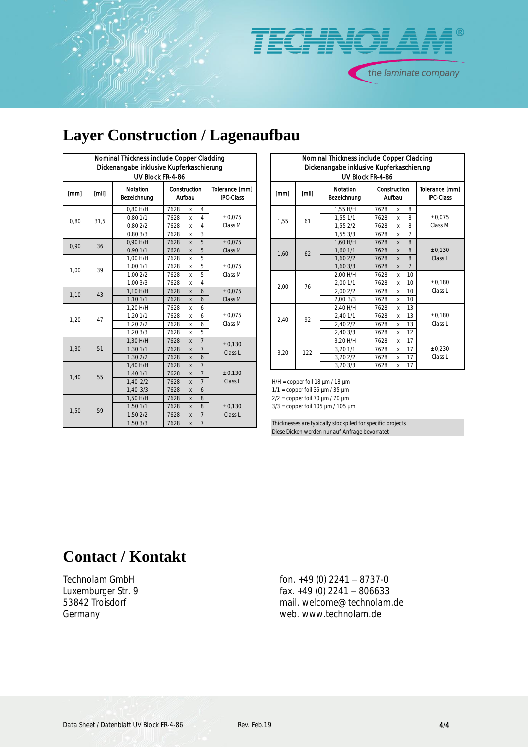# Layer Construction / Lagenaufbau

| Nominal Thickness include Copper Cladding<br>Dickenangabe inklusive Kupferkaschierung<br>UV Block FR-4-86 | | | | | | |
|---|---|---|---|---|---|---|
| [mm] | [mil] | Notation<br>Bezeichnung | Construction<br>Aufbau | | | Tolerance [mm]<br>IPC-Class |
| 0,80 | 31,5 | 0,80 H/H | 7628 | x | 4 | ±0,075<br>Class M |
| | | 0,80 1/1 | 7628 | x | 4 | |
| | | 0,80 2/2 | 7628 | x | 4 | |
| | | 0,80 3/3 | 7628 | x | 3 | |
| 0,90 | 36 | 0,90 H/H | 7628 | x | 5 | ±0,075<br>Class M |
| | | 0,90 1/1 | 7628 | x | 5 | |
| 1,00 | 39 | 1,00 H/H | 7628 | x | 5 | ±0,075<br>Class M |
| | | 1,00 1/1 | 7628 | x | 5 | |
| | | 1,00 2/2 | 7628 | x | 5 | |
| | | 1,00 3/3 | 7628 | x | 4 | |
| 1,10 | 43 | 1,10 H/H | 7628 | x | 6 | ±0,075<br>Class M |
| | | 1,10 1/1 | 7628 | x | 6 | |
| 1,20 | 47 | 1,20 H/H | 7628 | x | 6 | ±0,075<br>Class M |
| | | 1,20 1/1 | 7628 | x | 6 | |
| | | 1,20 2/2 | 7628 | x | 6 | |
| | | 1,20 3/3 | 7628 | x | 5 | |
| 1,30 | 51 | 1,30 H/H | 7628 | x | 7 | ±0,130<br>Class L |
| | | 1,30 1/1 | 7628 | x | 7 | |
| | | 1,30 2/2 | 7628 | x | 6 | |
| 1,40 | 55 | 1,40 H/H | 7628 | x | 7 | ±0,130<br>Class L |
| | | 1,40 1/1 | 7628 | x | 7 | |
| | | 1,40 2/2 | 7628 | x | 7 | |
| | | 1,40 3/3 | 7628 | x | 6 | |
| 1,50 | 59 | 1,50 H/H | 7628 | x | 8 | ±0,130<br>Class L |
| | | 1,50 1/1 | 7628 | x | 8 | |
| | | 1,50 2/2 | 7628 | x | 7 | |
| | | 1,50 3/3 | 7628 | x | 7 | |

| Nominal Thickness include Copper Cladding<br>Dickenangabe inklusive Kupferkaschierung<br>UV Block FR-4-86 | | | | | | |
|---|---|---|---|---|---|---|
| [mm] | [mil] | Notation<br>Bezeichnung | Construction<br>Aufbau | | | Tolerance [mm]<br>IPC-Class |
| 1,55 | 61 | 1,55 H/H | 7628 | x | 8 | ±0,075<br>Class M |
| | | 1,55 1/1 | 7628 | x | 8 | |
| | | 1,55 2/2 | 7628 | x | 8 | |
| | | 1,55 3/3 | 7628 | x | 7 | |
| 1,60 | 62 | 1,60 H/H | 7628 | x | 8 | ±0,130<br>Class L |
| | | 1,60 1/1 | 7628 | x | 8 | |
| | | 1,60 2/2 | 7628 | x | 8 | |
| | | 1,60 3/3 | 7628 | x | 7 | |
| 2,00 | 76 | 2,00 H/H | 7628 | x | 10 | ±0,180<br>Class L |
| | | 2,00 1/1 | 7628 | x | 10 | |
| | | 2,00 2/2 | 7628 | x | 10 | |
| | | 2,00 3/3 | 7628 | x | 10 | |
| 2,40 | 92 | 2,40 H/H | 7628 | x | 13 | ±0,180<br>Class L |
| | | 2,40 1/1 | 7628 | x | 13 | |
| | | 2,40 2/2 | 7628 | x | 13 | |
| | | 2,40 3/3 | 7628 | x | 12 | |
| 3,20 | 122 | 3,20 H/H | 7628 | x | 17 | ±0,230<br>Class L |
| | | 3,20 1/1 | 7628 | x | 17 | |
| | | 3,20 2/2 | 7628 | x | 17 | |
| | | 3,20 3/3 | 7628 | x | 17 | |

H/H = copper foil 18 µm / 18 µm
1/1 = copper foil 35 µm / 35 µm
2/2 = copper foil 70 µm / 70 µm
3/3 = copper foil 105 µm / 105 µm

Thicknesses are typically stockpiled for specific projects
Diese Dicken werden nur auf Anfrage bevorratet

# Contact / Kontakt

Technolam GmbH
Luxemburger Str. 9
53842 Troisdorf
Germany

fon. +49 (0) 2241 – 8737-0
fax. +49 (0) 2241 – 806633
mail. welcome@technolam.de
web. www.technolam.de

Data Sheet / Datenblatt UV Block FR-4-86 Rev. Feb.19